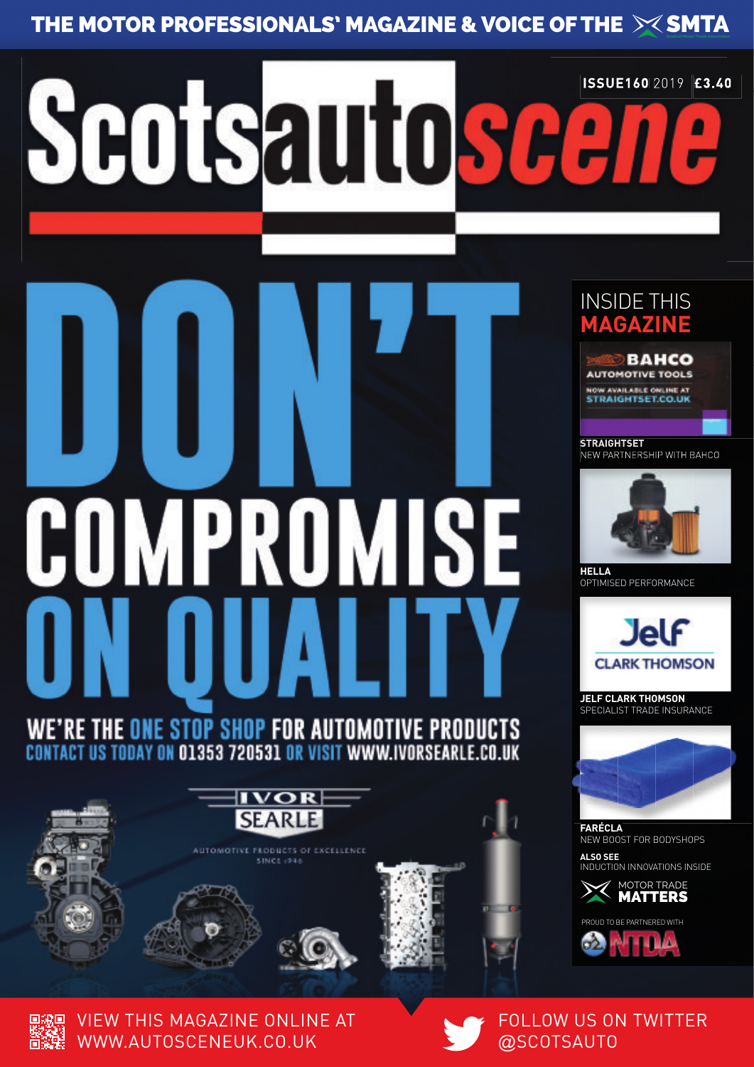THE MOTOR PROFESSIONALS' MAGAZINE & VOICE OF THE SMTA

# Scotsautoscene

**ISSUE160** 2019 **£3.40**

# DON'T COMPROMISE ON QUALITY

WE'RE THE ONE STOP SHOP FOR AUTOMOTIVE PRODUCTS
CONTACT US TODAY ON 01353 720531 OR VISIT WWW.IVORSEARLE.CO.UK

IVOR SEARLE
AUTOMOTIVE PRODUCTS OF EXCELLENCE
SINCE 1946

## INSIDE THIS MAGAZINE

BAHCO AUTOMOTIVE TOOLS
NOW AVAILABLE ONLINE AT STRAIGHTSET.CO.UK

**STRAIGHTSET**
NEW PARTNERSHIP WITH BAHCO

**HELLA**
OPTIMISED PERFORMANCE

Jelf CLARK THOMSON

**JELF CLARK THOMSON**
SPECIALIST TRADE INSURANCE

**FARÉCLA**
NEW BOOST FOR BODYSHOPS

**ALSO SEE**
INDUCTION INNOVATIONS INSIDE

MOTOR TRADE **MATTERS**

PROUD TO BE PARTNERED WITH NTDA

VIEW THIS MAGAZINE ONLINE AT WWW.AUTOSCENEUK.CO.UK

FOLLOW US ON TWITTER @SCOTSAUTO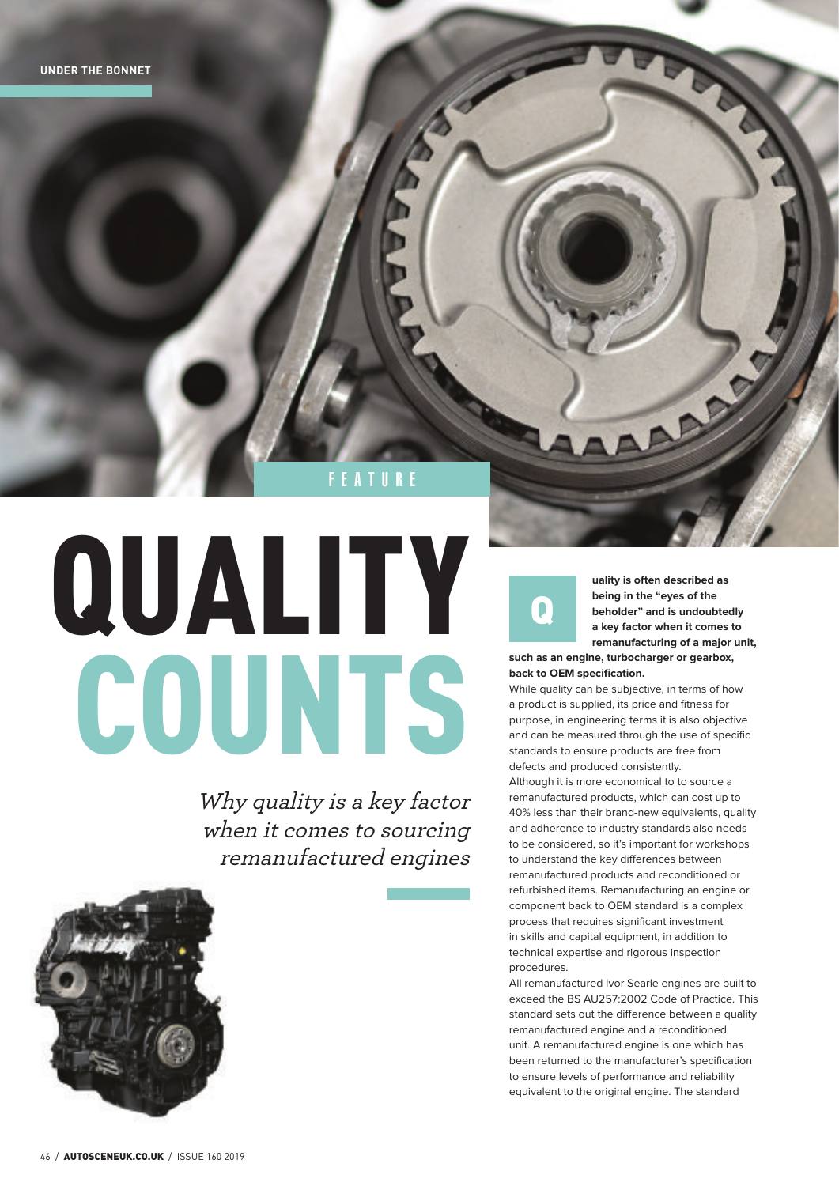FEATURE

# QUALITY COUNTS

*Why quality is a key factor when it comes to sourcing remanufactured engines*

**Quality is often described as being in the "eyes of the beholder" and is undoubtedly a key factor when it comes to remanufacturing of a major unit, such as an engine, turbocharger or gearbox, back to OEM specification.**

While quality can be subjective, in terms of how a product is supplied, its price and fitness for purpose, in engineering terms it is also objective and can be measured through the use of specific standards to ensure products are free from defects and produced consistently.

Although it is more economical to to source a remanufactured products, which can cost up to 40% less than their brand-new equivalents, quality and adherence to industry standards also needs to be considered, so it's important for workshops to understand the key differences between remanufactured products and reconditioned or refurbished items. Remanufacturing an engine or component back to OEM standard is a complex process that requires significant investment in skills and capital equipment, in addition to technical expertise and rigorous inspection procedures.

All remanufactured Ivor Searle engines are built to exceed the BS AU257:2002 Code of Practice. This standard sets out the difference between a quality remanufactured engine and a reconditioned unit. A remanufactured engine is one which has been returned to the manufacturer's specification to ensure levels of performance and reliability equivalent to the original engine. The standard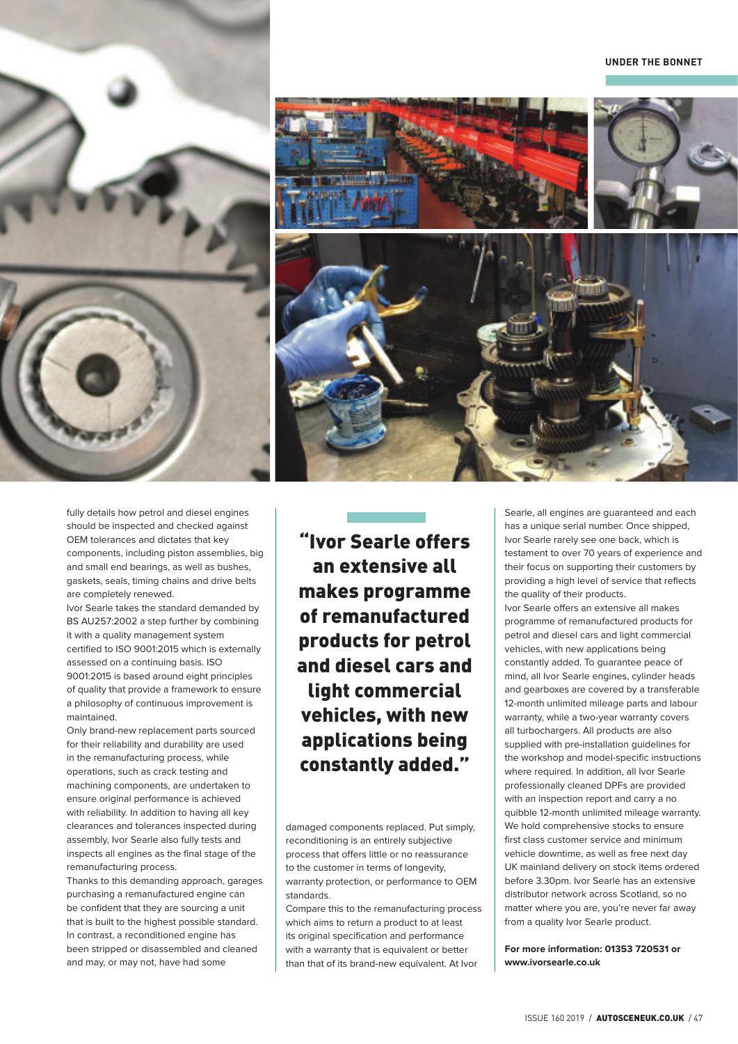fully details how petrol and diesel engines should be inspected and checked against OEM tolerances and dictates that key components, including piston assemblies, big and small end bearings, as well as bushes, gaskets, seals, timing chains and drive belts are completely renewed.

Ivor Searle takes the standard demanded by BS AU257:2002 a step further by combining it with a quality management system certified to ISO 9001:2015 which is externally assessed on a continuing basis. ISO 9001:2015 is based around eight principles of quality that provide a framework to ensure a philosophy of continuous improvement is maintained.

Only brand-new replacement parts sourced for their reliability and durability are used in the remanufacturing process, while operations, such as crack testing and machining components, are undertaken to ensure original performance is achieved with reliability. In addition to having all key clearances and tolerances inspected during assembly, Ivor Searle also fully tests and inspects all engines as the final stage of the remanufacturing process.

Thanks to this demanding approach, garages purchasing a remanufactured engine can be confident that they are sourcing a unit that is built to the highest possible standard. In contrast, a reconditioned engine has been stripped or disassembled and cleaned and may, or may not, have had some damaged components replaced. Put simply, reconditioning is an entirely subjective process that offers little or no reassurance to the customer in terms of longevity, warranty protection, or performance to OEM standards.

> **"Ivor Searle offers an extensive all makes programme of remanufactured products for petrol and diesel cars and light commercial vehicles, with new applications being constantly added."**

Compare this to the remanufacturing process which aims to return a product to at least its original specification and performance with a warranty that is equivalent or better than that of its brand-new equivalent. At Ivor Searle, all engines are guaranteed and each has a unique serial number. Once shipped, Ivor Searle rarely see one back, which is testament to over 70 years of experience and their focus on supporting their customers by providing a high level of service that reflects the quality of their products.

Ivor Searle offers an extensive all makes programme of remanufactured products for petrol and diesel cars and light commercial vehicles, with new applications being constantly added. To guarantee peace of mind, all Ivor Searle engines, cylinder heads and gearboxes are covered by a transferable 12-month unlimited mileage parts and labour warranty, while a two-year warranty covers all turbochargers. All products are also supplied with pre-installation guidelines for the workshop and model-specific instructions where required. In addition, all Ivor Searle professionally cleaned DPFs are provided with an inspection report and carry a no quibble 12-month unlimited mileage warranty. We hold comprehensive stocks to ensure first class customer service and minimum vehicle downtime, as well as free next day UK mainland delivery on stock items ordered before 3.30pm. Ivor Searle has an extensive distributor network across Scotland, so no matter where you are, you're never far away from a quality Ivor Searle product.

**For more information: 01353 720531 or www.ivorsearle.co.uk**